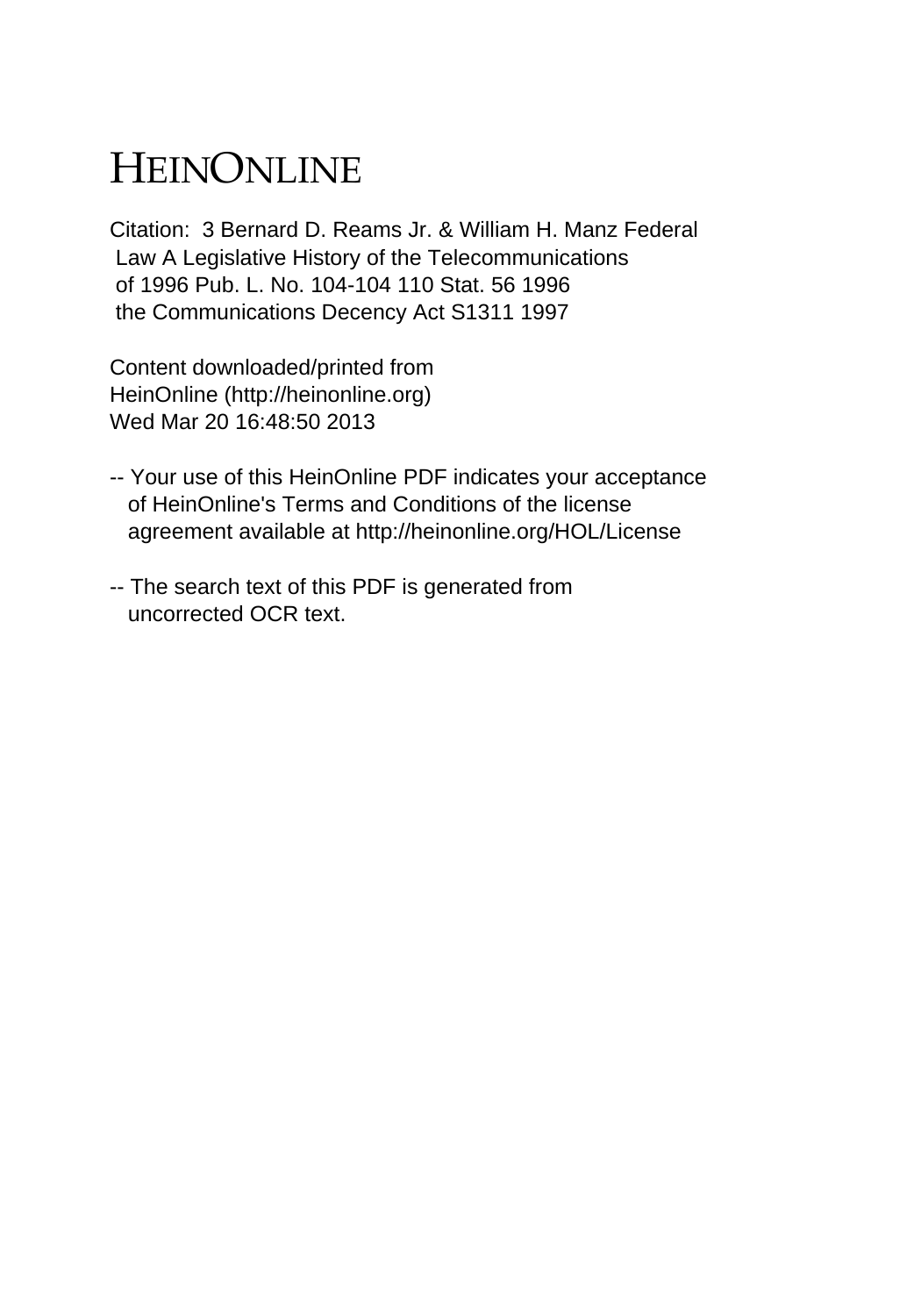# HEINONLINE

Citation: 3 Bernard D. Reams Jr. & William H. Manz Federal Law A Legislative History of the Telecommunications of 1996 Pub. L. No. 104-104 110 Stat. 56 1996 the Communications Decency Act S1311 1997

Content downloaded/printed from HeinOnline (http://heinonline.org) Wed Mar 20 16:48:50 2013

-- Your use of this HeinOnline PDF indicates your acceptance of HeinOnline's Terms and Conditions of the license agreement available at http://heinonline.org/HOL/License

-- The search text of this PDF is generated from uncorrected OCR text.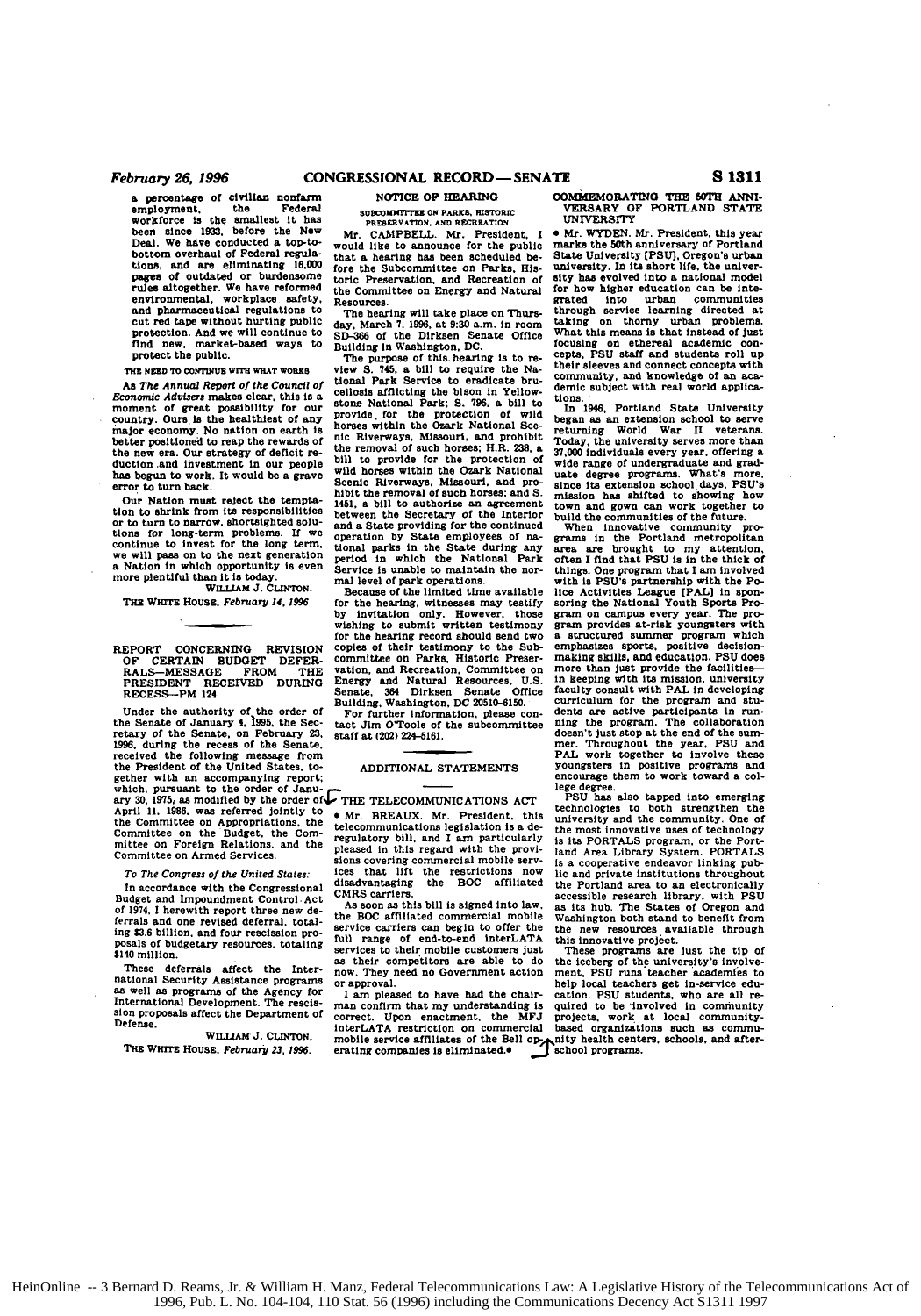a percentage of civilian nonfarm employment, the Federal workforce is the smallest it has been since 1933, before the New Deal. We have conducted a top-to-bottom overhaul of Federal regulations, and are eliminating 16,000 pages of outdated or burdensome rules altogether. We have reformed environmental, workplace safety, and pharmaceutical regulations to cut red tape without hurting public protection. And we will continue to find new, market-based ways to protect the public.

THE NEED TO CONTINUE WITH WHAT WORKS

As *The Annual Report of the Council of Economic Advisers* makes clear, this is a moment of great possibility for our country. Ours is the healthiest of any major economy. No nation on earth is better positioned to reap the rewards of the new era. Our strategy of deficit reduction and investment in our people has begun to work. It would be a grave error to turn back.

Our Nation must reject the temptation to shrink from its responsibilities or to turn to narrow, shortsighted solutions for long-term problems. If we continue to invest for the long term, we will pass on to the next generation a Nation in which opportunity is even more plentiful than it is today.

WILLIAM J. CLINTON.

THE WHITE HOUSE, *February 14, 1996*

## REPORT CONCERNING REVISION OF CERTAIN BUDGET DEFERRALS—MESSAGE FROM THE PRESIDENT RECEIVED DURING RECESS—PM 124

Under the authority of the order of the Senate of January 4, 1995, the Secretary of the Senate, on February 23, 1996, during the recess of the Senate, received the following message from the President of the United States, together with an accompanying report; which, pursuant to the order of January 30, 1975, as modified by the order of April 11, 1986, was referred jointly to the Committee on Appropriations, the Committee on the Budget, the Committee on Foreign Relations, and the Committee on Armed Services.

*To the Congress of the United States:*

In accordance with the Congressional Budget and Impoundment Control Act of 1974, I herewith report three new deferrals and one revised deferral, totaling $3.6 billion, and four rescission proposals of budgetary resources, totaling $140 million.

These deferrals affect the International Security Assistance programs as well as programs of the Agency for International Development. The rescission proposals affect the Department of Defense.

WILLIAM J. CLINTON.

THE WHITE HOUSE, *February 23, 1996.*

## NOTICE OF HEARING

SUBCOMMITTEE ON PARKS, HISTORIC PRESERVATION, AND RECREATION

Mr. CAMPBELL. Mr. President, I would like to announce for the public that a hearing has been scheduled before the Subcommittee on Parks, Historic Preservation, and Recreation of the Committee on Energy and Natural Resources.

The hearing will take place on Thursday, March 7, 1996, at 9:30 a.m. in room SD–366 of the Dirksen Senate Office Building in Washington, DC.

The purpose of this hearing is to review S. 745, a bill to require the National Park Service to eradicate brucellosis afflicting the bison in Yellowstone National Park; S. 796, a bill to provide for the protection of wild horses within the Ozark National Scenic Riverways, Missouri, and prohibit the removal of such horses; H.R. 238, a bill to provide for the protection of wild horses within the Ozark National Scenic Riverways, Missouri, and prohibit the removal of such horses; and S. 1451, a bill to authorize an agreement between the Secretary of the Interior and a State providing for the continued operation by State employees of national parks in the State during any period in which the National Park Service is unable to maintain the normal level of park operations.

Because of the limited time available for the hearing, witnesses may testify by invitation only. However, those wishing to submit written testimony for the hearing record should send two copies of their testimony to the Subcommittee on Parks, Historic Preservation, and Recreation, Committee on Energy and Natural Resources, U.S. Senate, 364 Dirksen Senate Office Building, Washington, DC 20510–6150.

For further information, please contact Jim O'Toole of the subcommittee staff at (202) 224–5161.

## ADDITIONAL STATEMENTS

## THE TELECOMMUNICATIONS ACT

• Mr. BREAUX. Mr. President, this telecommunications legislation is a deregulatory bill, and I am particularly pleased in this regard with the provisions covering commercial mobile services that lift the restrictions now disadvantaging the BOC affiliated CMRS carriers.

As soon as this bill is signed into law, the BOC affiliated commercial mobile service carriers can begin to offer the full range of end-to-end interLATA services to their mobile customers just as their competitors are able to do now. They need no Government action or approval.

I am pleased to have had the chairman confirm that my understanding is correct. Upon enactment, the MFJ interLATA restriction on commercial mobile service affiliates of the Bell operating companies is eliminated.•

## COMMEMORATING THE 50TH ANNIVERSARY OF PORTLAND STATE UNIVERSITY

• Mr. WYDEN. Mr. President, this year marks the 50th anniversary of Portland State University [PSU], Oregon's urban university. In its short life, the university has evolved into a national model for how higher education can be integrated into urban communities through service learning directed at taking on thorny urban problems. What this means is that instead of just focusing on ethereal academic concepts, PSU staff and students roll up their sleeves and connect concepts with community, and knowledge of an academic subject with real world applications.

In 1946, Portland State University began as an extension school to serve returning World War II veterans. Today, the university serves more than 37,000 individuals every year, offering a wide range of undergraduate and graduate degree programs. What's more, since its extension school days, PSU's mission has shifted to showing how town and gown can work together to build the communities of the future.

When innovative community programs in the Portland metropolitan area are brought to my attention, often I find that PSU is in the thick of things. One program that I am involved with is PSU's partnership with the Police Activities League [PAL] in sponsoring the National Youth Sports Program on campus every year. The program provides at-risk youngsters with a structured summer program which emphasizes sports, positive decision-making skills, and education. PSU does more than just provide the facilities—in keeping with its mission, university faculty consult with PAL in developing curriculum for the program and students are active participants in running the program. The collaboration doesn't just stop at the end of the summer. Throughout the year, PSU and PAL work together to involve these youngsters in positive programs and encourage them to work toward a college degree.

PSU has also tapped into emerging technologies to both strengthen the university and the community. One of the most innovative uses of technology is its PORTALS program, or the Portland Area Library System. PORTALS is a cooperative endeavor linking public and private institutions throughout the Portland area to an electronically accessible research library, with PSU as its hub. The States of Oregon and Washington both stand to benefit from the new resources available through this innovative project.

These programs are just the tip of the iceberg of the university's involvement. PSU runs teacher academies to help local teachers get in-service education. PSU students, who are all required to be involved in community projects, work at local community-based organizations such as community health centers, schools, and after-school programs.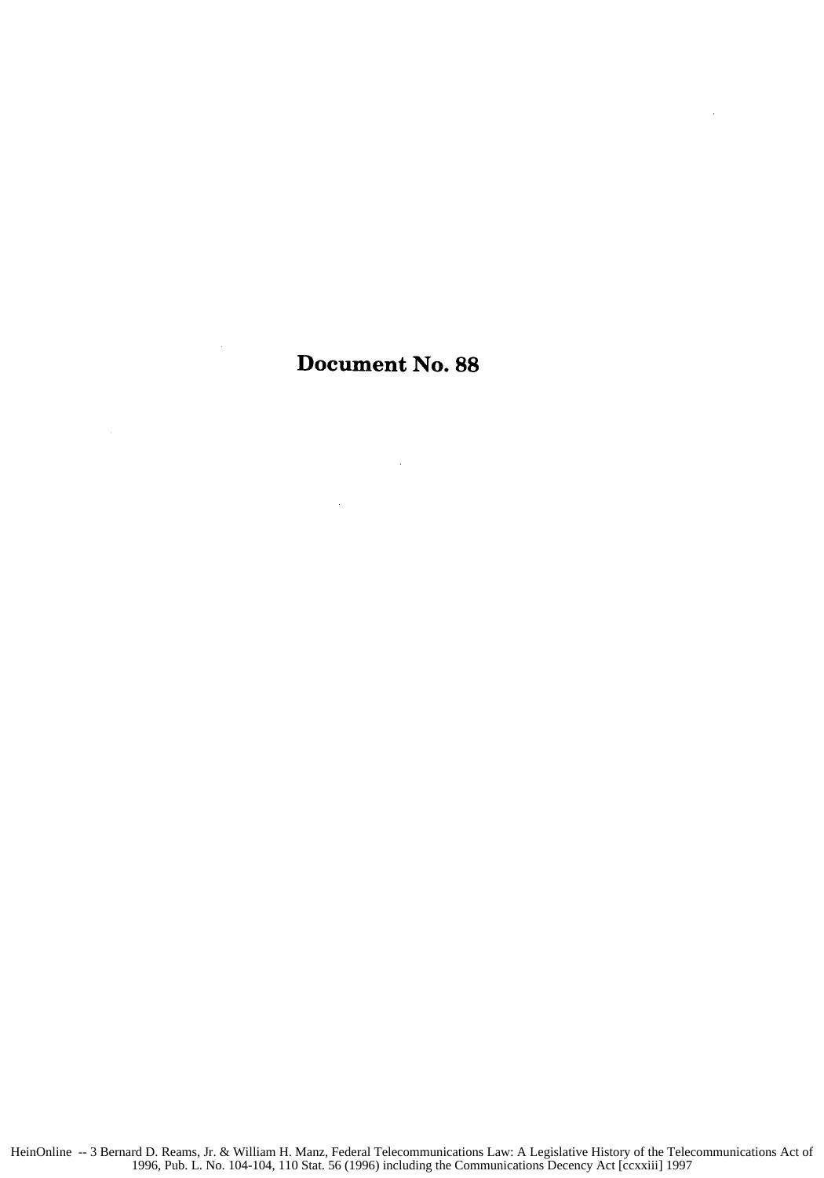# Document No. 88